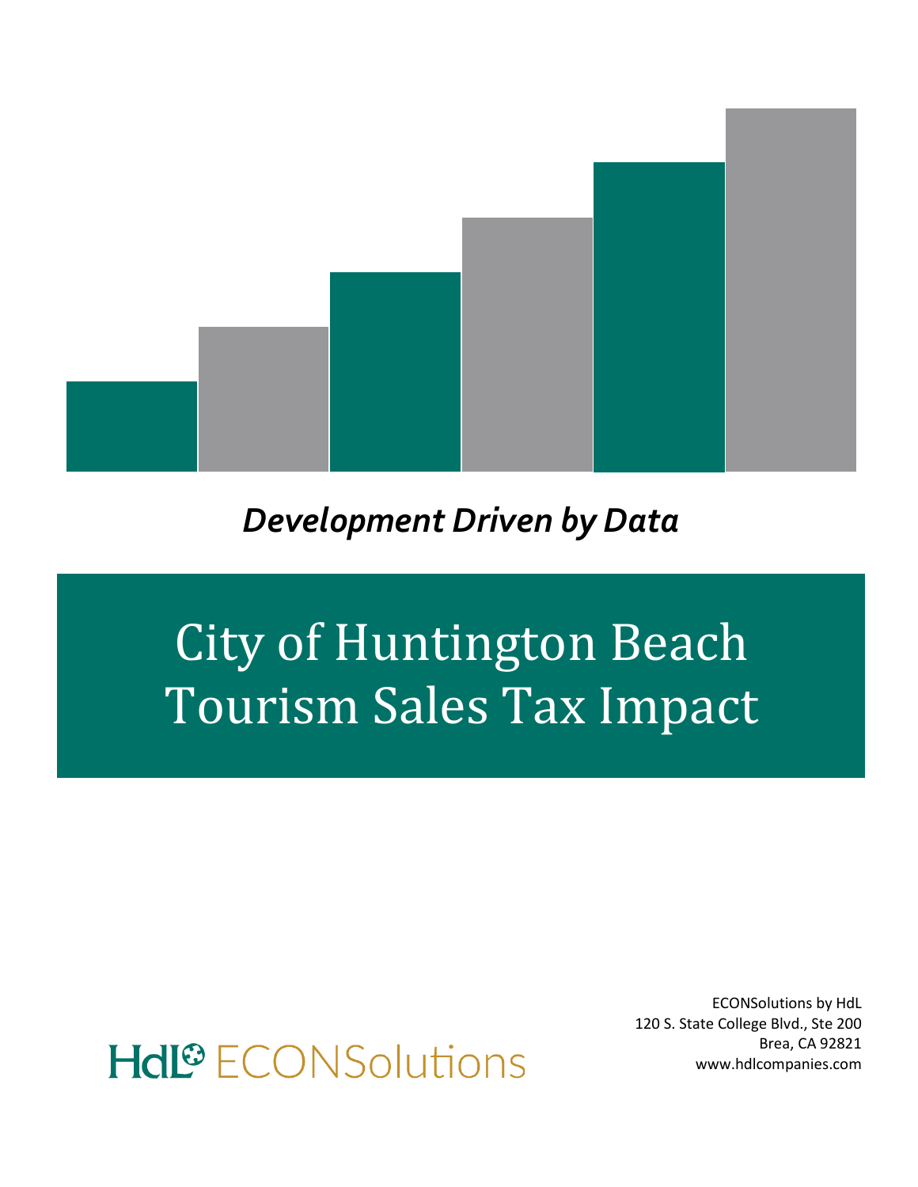*Development Driven by Data*

# City of Huntington Beach Tourism Sales Tax Impact

HdL ECONSolutions

ECONSolutions by HdL
120 S. State College Blvd., Ste 200
Brea, CA 92821
www.hdlcompanies.com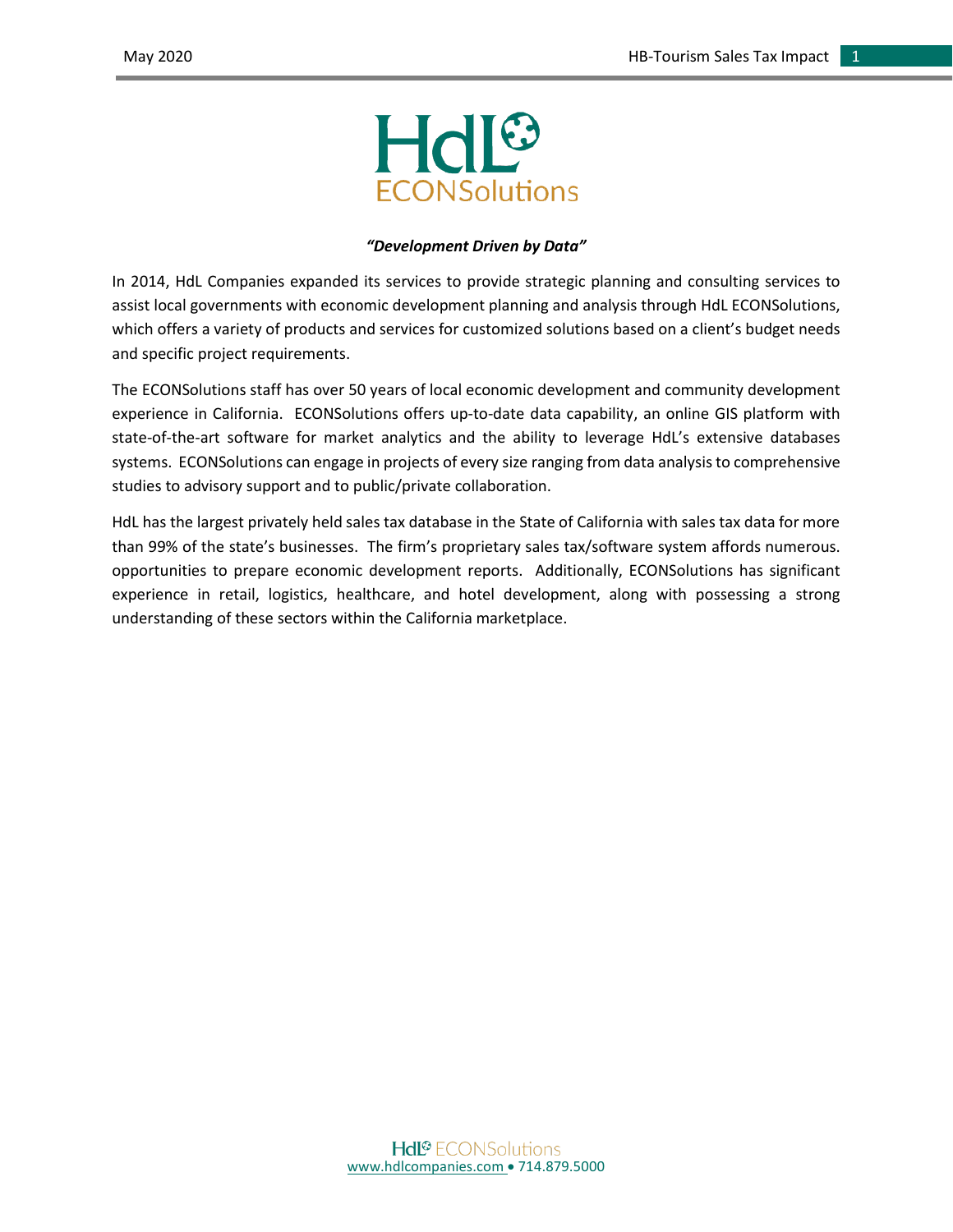**HdL ECONSolutions**

***"Development Driven by Data"***

In 2014, HdL Companies expanded its services to provide strategic planning and consulting services to assist local governments with economic development planning and analysis through HdL ECONSolutions, which offers a variety of products and services for customized solutions based on a client's budget needs and specific project requirements.

The ECONSolutions staff has over 50 years of local economic development and community development experience in California. ECONSolutions offers up-to-date data capability, an online GIS platform with state-of-the-art software for market analytics and the ability to leverage HdL's extensive databases systems. ECONSolutions can engage in projects of every size ranging from data analysis to comprehensive studies to advisory support and to public/private collaboration.

HdL has the largest privately held sales tax database in the State of California with sales tax data for more than 99% of the state's businesses. The firm's proprietary sales tax/software system affords numerous. opportunities to prepare economic development reports. Additionally, ECONSolutions has significant experience in retail, logistics, healthcare, and hotel development, along with possessing a strong understanding of these sectors within the California marketplace.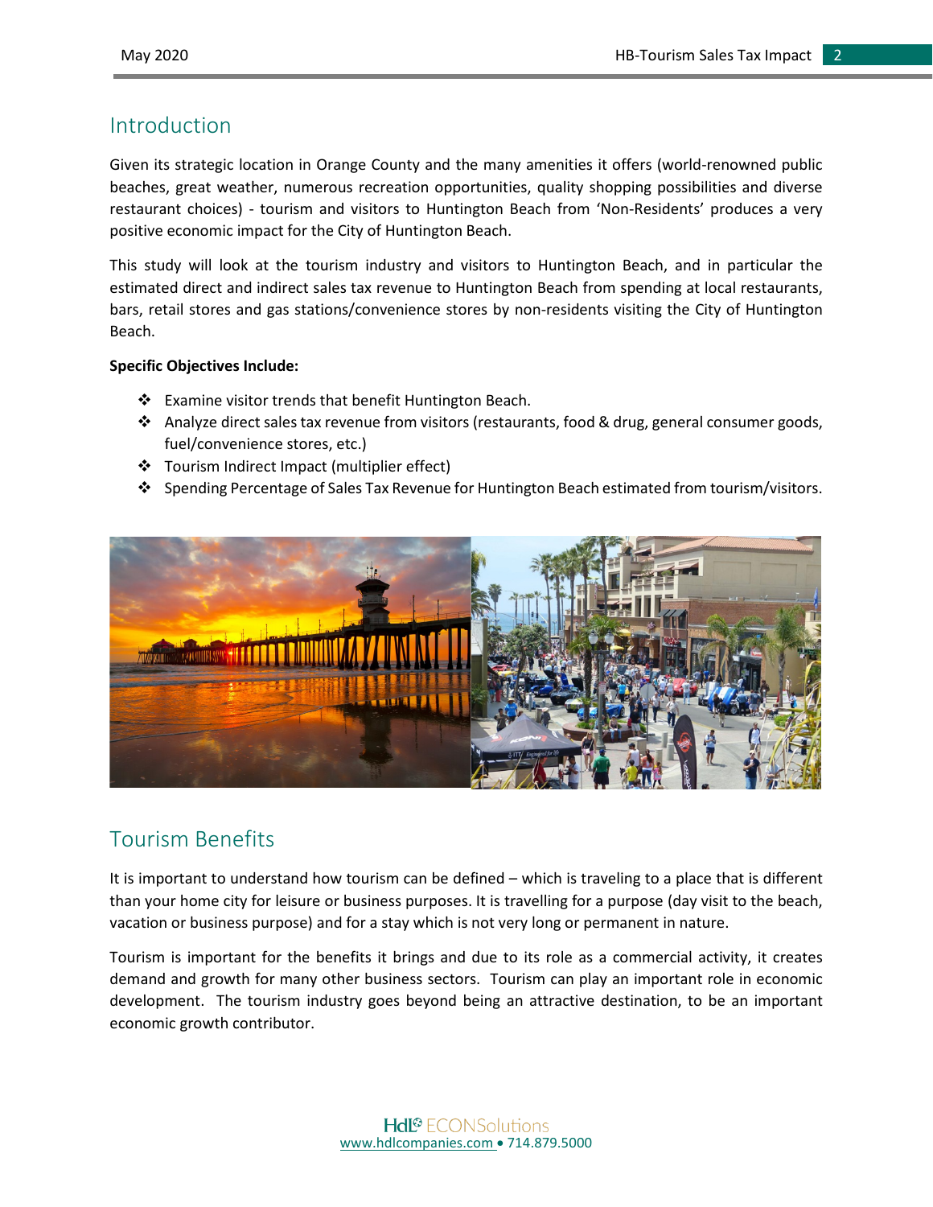## Introduction

Given its strategic location in Orange County and the many amenities it offers (world-renowned public beaches, great weather, numerous recreation opportunities, quality shopping possibilities and diverse restaurant choices) - tourism and visitors to Huntington Beach from 'Non-Residents' produces a very positive economic impact for the City of Huntington Beach.

This study will look at the tourism industry and visitors to Huntington Beach, and in particular the estimated direct and indirect sales tax revenue to Huntington Beach from spending at local restaurants, bars, retail stores and gas stations/convenience stores by non-residents visiting the City of Huntington Beach.

**Specific Objectives Include:**

- Examine visitor trends that benefit Huntington Beach.
- Analyze direct sales tax revenue from visitors (restaurants, food & drug, general consumer goods, fuel/convenience stores, etc.)
- Tourism Indirect Impact (multiplier effect)
- Spending Percentage of Sales Tax Revenue for Huntington Beach estimated from tourism/visitors.

## Tourism Benefits

It is important to understand how tourism can be defined – which is traveling to a place that is different than your home city for leisure or business purposes. It is travelling for a purpose (day visit to the beach, vacation or business purpose) and for a stay which is not very long or permanent in nature.

Tourism is important for the benefits it brings and due to its role as a commercial activity, it creates demand and growth for many other business sectors. Tourism can play an important role in economic development. The tourism industry goes beyond being an attractive destination, to be an important economic growth contributor.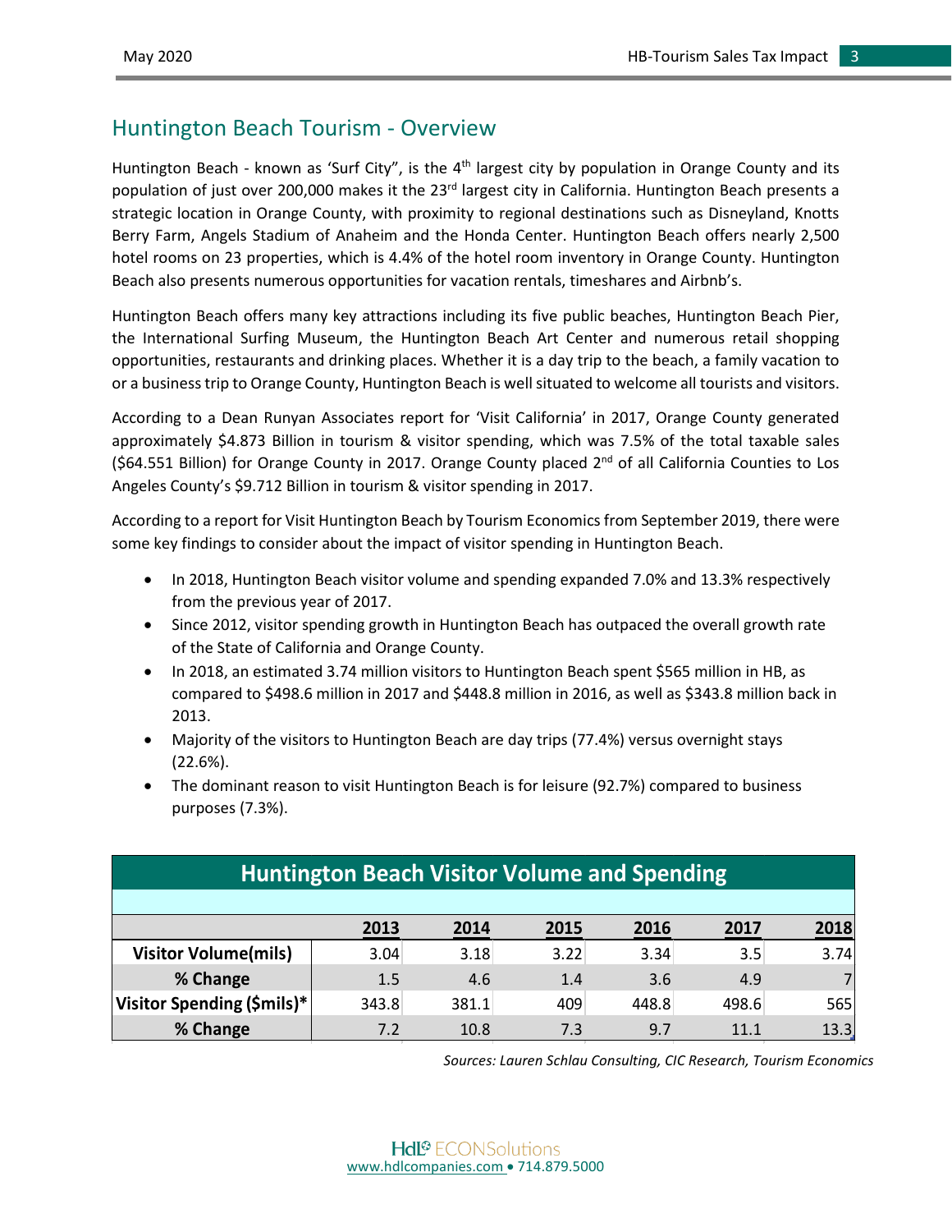## Huntington Beach Tourism - Overview

Huntington Beach - known as 'Surf City", is the 4th largest city by population in Orange County and its population of just over 200,000 makes it the 23rd largest city in California. Huntington Beach presents a strategic location in Orange County, with proximity to regional destinations such as Disneyland, Knotts Berry Farm, Angels Stadium of Anaheim and the Honda Center. Huntington Beach offers nearly 2,500 hotel rooms on 23 properties, which is 4.4% of the hotel room inventory in Orange County. Huntington Beach also presents numerous opportunities for vacation rentals, timeshares and Airbnb's.

Huntington Beach offers many key attractions including its five public beaches, Huntington Beach Pier, the International Surfing Museum, the Huntington Beach Art Center and numerous retail shopping opportunities, restaurants and drinking places. Whether it is a day trip to the beach, a family vacation to or a business trip to Orange County, Huntington Beach is well situated to welcome all tourists and visitors.

According to a Dean Runyan Associates report for 'Visit California' in 2017, Orange County generated approximately $4.873 Billion in tourism & visitor spending, which was 7.5% of the total taxable sales ($64.551 Billion) for Orange County in 2017. Orange County placed 2nd of all California Counties to Los Angeles County's $9.712 Billion in tourism & visitor spending in 2017.

According to a report for Visit Huntington Beach by Tourism Economics from September 2019, there were some key findings to consider about the impact of visitor spending in Huntington Beach.

- In 2018, Huntington Beach visitor volume and spending expanded 7.0% and 13.3% respectively from the previous year of 2017.
- Since 2012, visitor spending growth in Huntington Beach has outpaced the overall growth rate of the State of California and Orange County.
- In 2018, an estimated 3.74 million visitors to Huntington Beach spent $565 million in HB, as compared to $498.6 million in 2017 and $448.8 million in 2016, as well as $343.8 million back in 2013.
- Majority of the visitors to Huntington Beach are day trips (77.4%) versus overnight stays (22.6%).
- The dominant reason to visit Huntington Beach is for leisure (92.7%) compared to business purposes (7.3%).

**Huntington Beach Visitor Volume and Spending**

| | 2013 | 2014 | 2015 | 2016 | 2017 | 2018 |
|---|---|---|---|---|---|---|
| **Visitor Volume(mils)** | 3.04 | 3.18 | 3.22 | 3.34 | 3.5 | 3.74 |
| **% Change** | 1.5 | 4.6 | 1.4 | 3.6 | 4.9 | 7 |
| **Visitor Spending ($mils)*** | 343.8 | 381.1 | 409 | 448.8 | 498.6 | 565 |
| **% Change** | 7.2 | 10.8 | 7.3 | 9.7 | 11.1 | 13.3 |

*Sources: Lauren Schlau Consulting, CIC Research, Tourism Economics*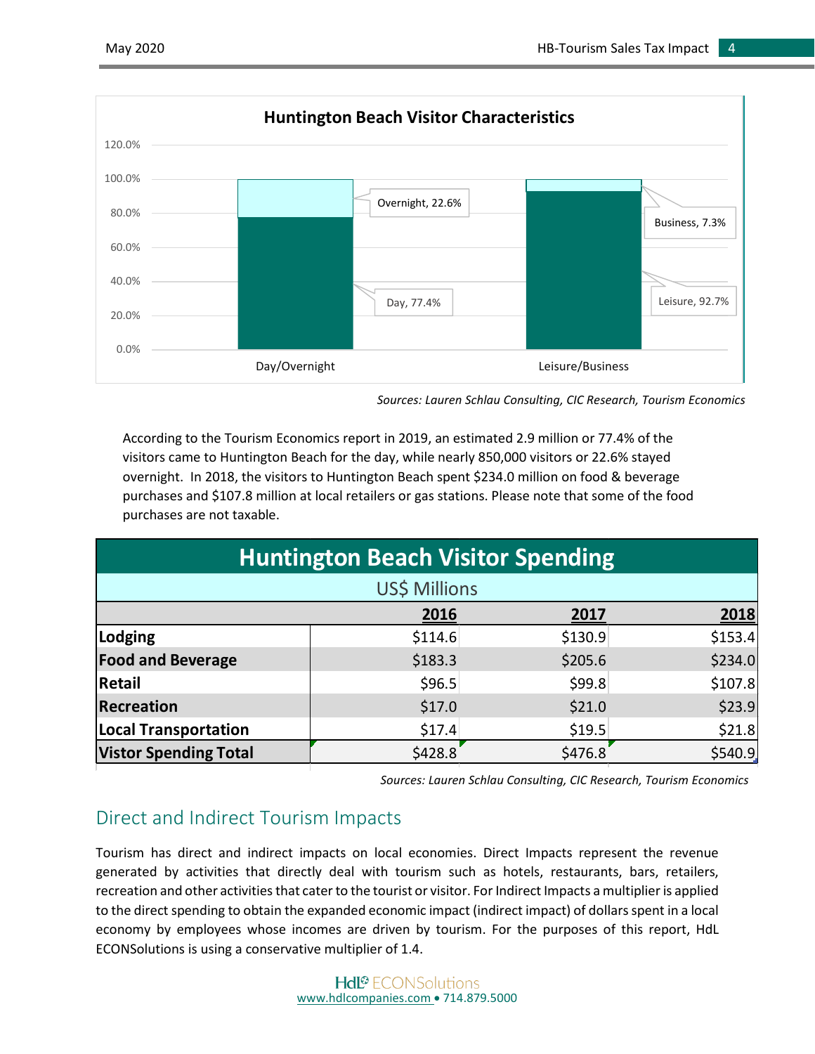**Huntington Beach Visitor Characteristics**

| | Day/Overnight | Leisure/Business |
|---|---|---|
| Day | 77.4% | |
| Overnight | 22.6% | |
| Leisure | | 92.7% |
| Business | | 7.3% |

*Sources: Lauren Schlau Consulting, CIC Research, Tourism Economics*

According to the Tourism Economics report in 2019, an estimated 2.9 million or 77.4% of the visitors came to Huntington Beach for the day, while nearly 850,000 visitors or 22.6% stayed overnight. In 2018, the visitors to Huntington Beach spent $234.0 million on food & beverage purchases and $107.8 million at local retailers or gas stations. Please note that some of the food purchases are not taxable.

**Huntington Beach Visitor Spending**

US$ Millions

| | 2016 | 2017 | 2018 |
|---|---|---|---|
| **Lodging** | $114.6 | $130.9 | $153.4 |
| **Food and Beverage** | $183.3 | $205.6 | $234.0 |
| **Retail** | $96.5 | $99.8 | $107.8 |
| **Recreation** | $17.0 | $21.0 | $23.9 |
| **Local Transportation** | $17.4 | $19.5 | $21.8 |
| **Vistor Spending Total** | $428.8 | $476.8 | $540.9 |

*Sources: Lauren Schlau Consulting, CIC Research, Tourism Economics*

## Direct and Indirect Tourism Impacts

Tourism has direct and indirect impacts on local economies. Direct Impacts represent the revenue generated by activities that directly deal with tourism such as hotels, restaurants, bars, retailers, recreation and other activities that cater to the tourist or visitor. For Indirect Impacts a multiplier is applied to the direct spending to obtain the expanded economic impact (indirect impact) of dollars spent in a local economy by employees whose incomes are driven by tourism. For the purposes of this report, HdL ECONSolutions is using a conservative multiplier of 1.4.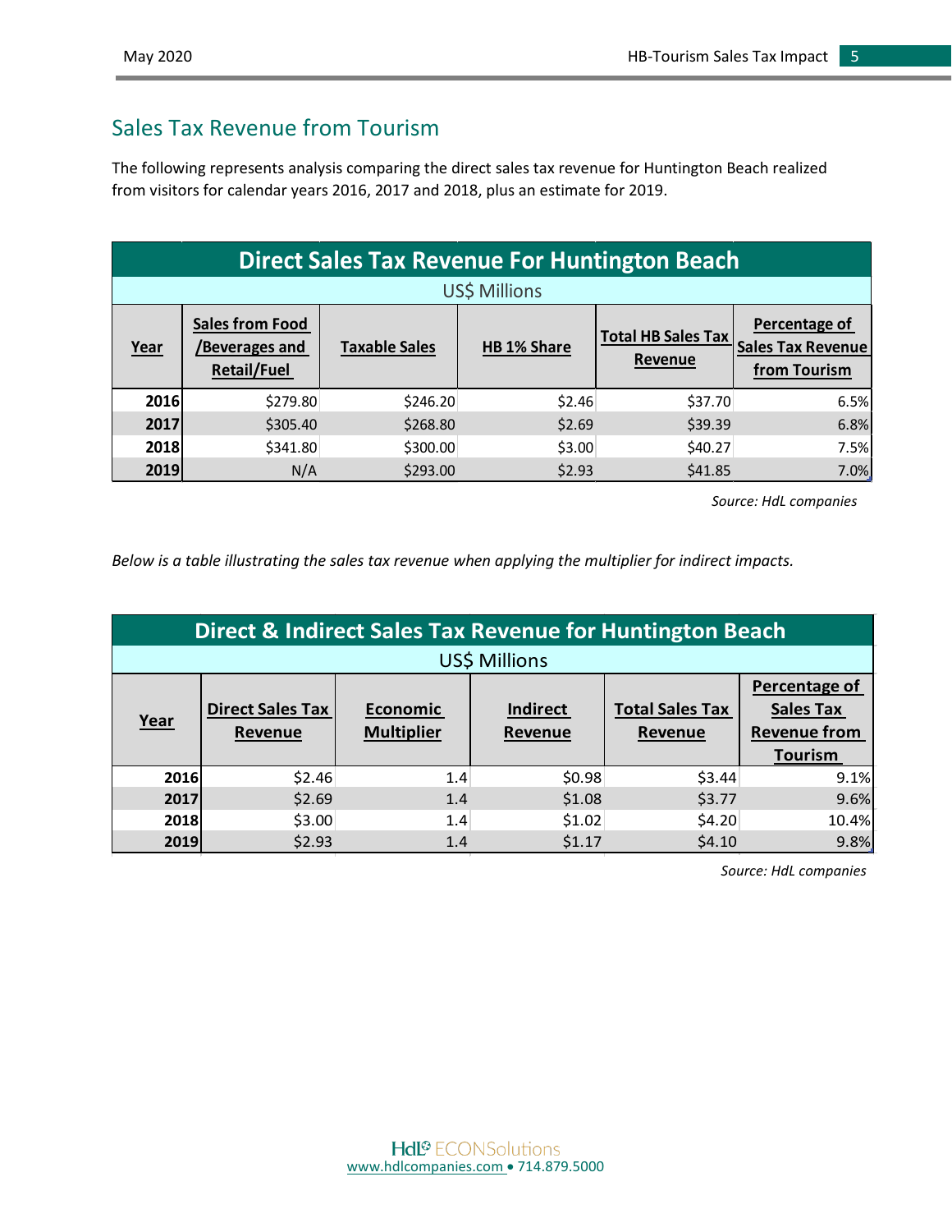## Sales Tax Revenue from Tourism

The following represents analysis comparing the direct sales tax revenue for Huntington Beach realized from visitors for calendar years 2016, 2017 and 2018, plus an estimate for 2019.

| Direct Sales Tax Revenue For Huntington Beach | | | | | |
|---|---|---|---|---|---|
| US$ Millions | | | | | |
| **Year** | **Sales from Food /Beverages and Retail/Fuel** | **Taxable Sales** | **HB 1% Share** | **Total HB Sales Tax Revenue** | **Percentage of Sales Tax Revenue from Tourism** |
| **2016** | $279.80 | $246.20 | $2.46 | $37.70 | 6.5% |
| **2017** | $305.40 | $268.80 | $2.69 | $39.39 | 6.8% |
| **2018** | $341.80 | $300.00 | $3.00 | $40.27 | 7.5% |
| **2019** | N/A | $293.00 | $2.93 | $41.85 | 7.0% |

*Source: HdL companies*

*Below is a table illustrating the sales tax revenue when applying the multiplier for indirect impacts.*

| Direct & Indirect Sales Tax Revenue for Huntington Beach | | | | | |
|---|---|---|---|---|---|
| US$ Millions | | | | | |
| **Year** | **Direct Sales Tax Revenue** | **Economic Multiplier** | **Indirect Revenue** | **Total Sales Tax Revenue** | **Percentage of Sales Tax Revenue from Tourism** |
| **2016** | $2.46 | 1.4 | $0.98 | $3.44 | 9.1% |
| **2017** | $2.69 | 1.4 | $1.08 | $3.77 | 9.6% |
| **2018** | $3.00 | 1.4 | $1.02 | $4.20 | 10.4% |
| **2019** | $2.93 | 1.4 | $1.17 | $4.10 | 9.8% |

*Source: HdL companies*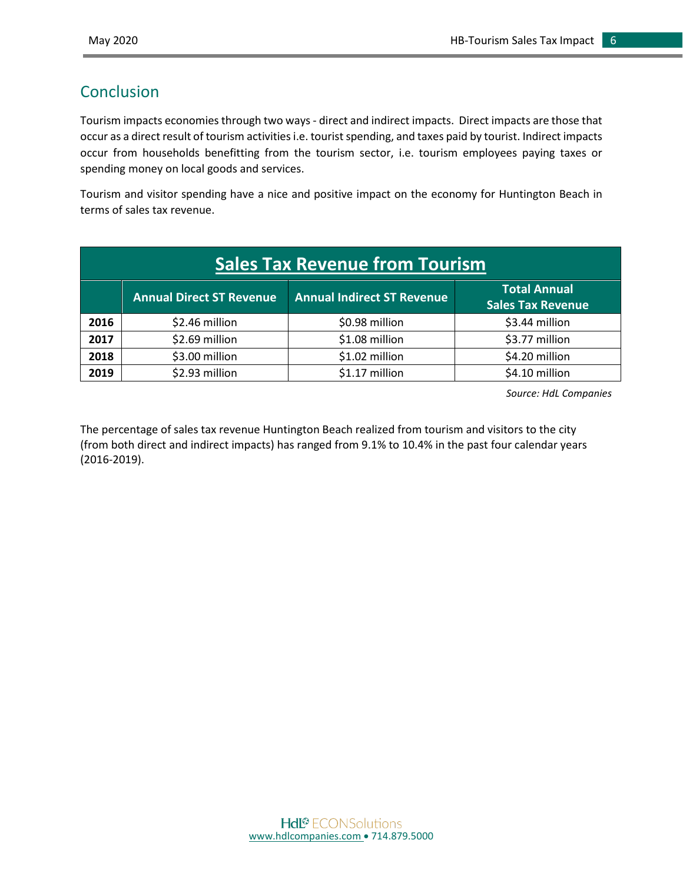## Conclusion

Tourism impacts economies through two ways - direct and indirect impacts. Direct impacts are those that occur as a direct result of tourism activities i.e. tourist spending, and taxes paid by tourist. Indirect impacts occur from households benefitting from the tourism sector, i.e. tourism employees paying taxes or spending money on local goods and services.

Tourism and visitor spending have a nice and positive impact on the economy for Huntington Beach in terms of sales tax revenue.

**Sales Tax Revenue from Tourism**

| | Annual Direct ST Revenue | Annual Indirect ST Revenue | Total Annual Sales Tax Revenue |
|---|---|---|---|
| **2016** | $2.46 million | $0.98 million | $3.44 million |
| **2017** | $2.69 million | $1.08 million | $3.77 million |
| **2018** | $3.00 million | $1.02 million | $4.20 million |
| **2019** | $2.93 million | $1.17 million | $4.10 million |

*Source: HdL Companies*

The percentage of sales tax revenue Huntington Beach realized from tourism and visitors to the city (from both direct and indirect impacts) has ranged from 9.1% to 10.4% in the past four calendar years (2016-2019).